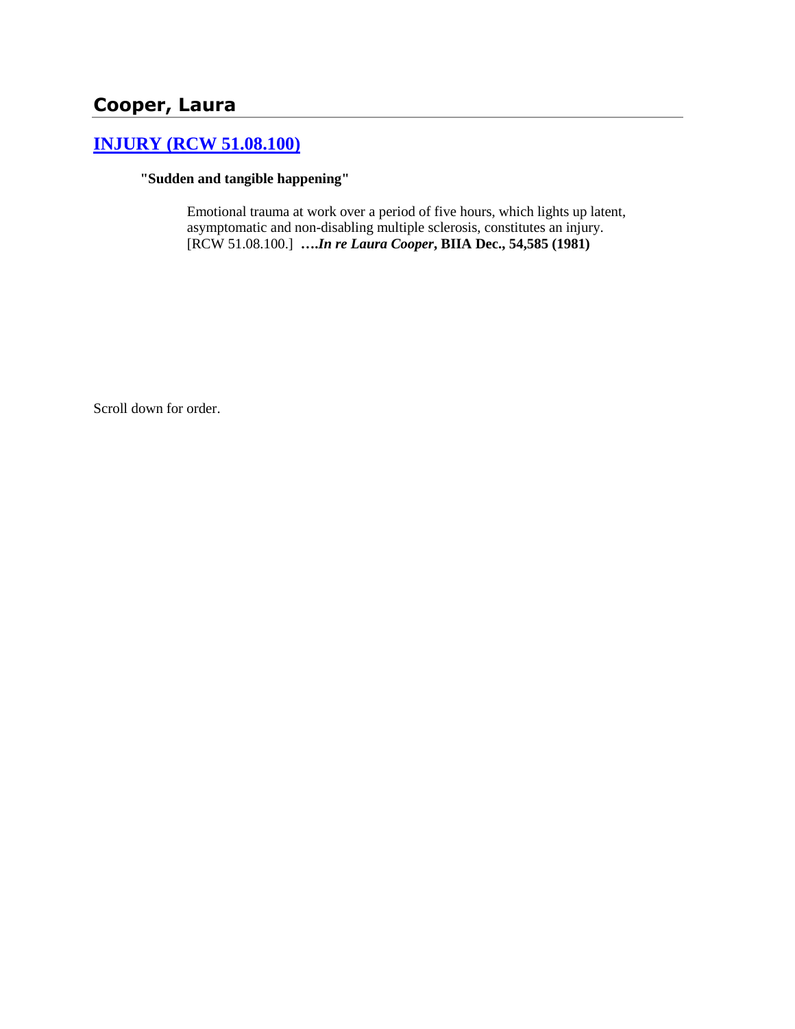## Cooper, Laura

### [INJURY (RCW 51.08.100)]

**"Sudden and tangible happening"**

Emotional trauma at work over a period of five hours, which lights up latent, asymptomatic and non-disabling multiple sclerosis, constitutes an injury. [RCW 51.08.100.] **….*In re Laura Cooper*, BIIA Dec., 54,585 (1981)**

Scroll down for order.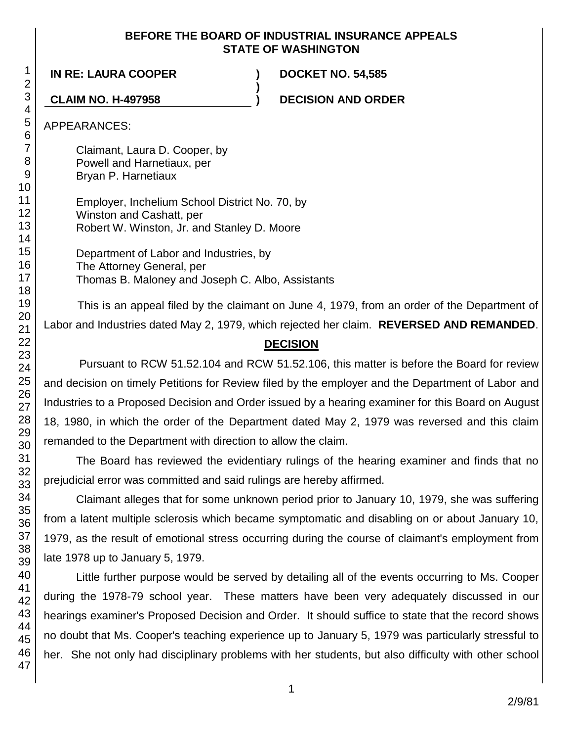**BEFORE THE BOARD OF INDUSTRIAL INSURANCE APPEALS**
**STATE OF WASHINGTON**

| | | |
|---|---|---|
| **IN RE: LAURA COOPER** | **)** | **DOCKET NO. 54,585** |
| | **)** | |
| **CLAIM NO. H-497958** | **)** | **DECISION AND ORDER** |

APPEARANCES:

Claimant, Laura D. Cooper, by
Powell and Harnetiaux, per
Bryan P. Harnetiaux

Employer, Inchelium School District No. 70, by
Winston and Cashatt, per
Robert W. Winston, Jr. and Stanley D. Moore

Department of Labor and Industries, by
The Attorney General, per
Thomas B. Maloney and Joseph C. Albo, Assistants

This is an appeal filed by the claimant on June 4, 1979, from an order of the Department of Labor and Industries dated May 2, 1979, which rejected her claim. **REVERSED AND REMANDED**.

## DECISION

Pursuant to RCW 51.52.104 and RCW 51.52.106, this matter is before the Board for review and decision on timely Petitions for Review filed by the employer and the Department of Labor and Industries to a Proposed Decision and Order issued by a hearing examiner for this Board on August 18, 1980, in which the order of the Department dated May 2, 1979 was reversed and this claim remanded to the Department with direction to allow the claim.

The Board has reviewed the evidentiary rulings of the hearing examiner and finds that no prejudicial error was committed and said rulings are hereby affirmed.

Claimant alleges that for some unknown period prior to January 10, 1979, she was suffering from a latent multiple sclerosis which became symptomatic and disabling on or about January 10, 1979, as the result of emotional stress occurring during the course of claimant's employment from late 1978 up to January 5, 1979.

Little further purpose would be served by detailing all of the events occurring to Ms. Cooper during the 1978-79 school year. These matters have been very adequately discussed in our hearings examiner's Proposed Decision and Order. It should suffice to state that the record shows no doubt that Ms. Cooper's teaching experience up to January 5, 1979 was particularly stressful to her. She not only had disciplinary problems with her students, but also difficulty with other school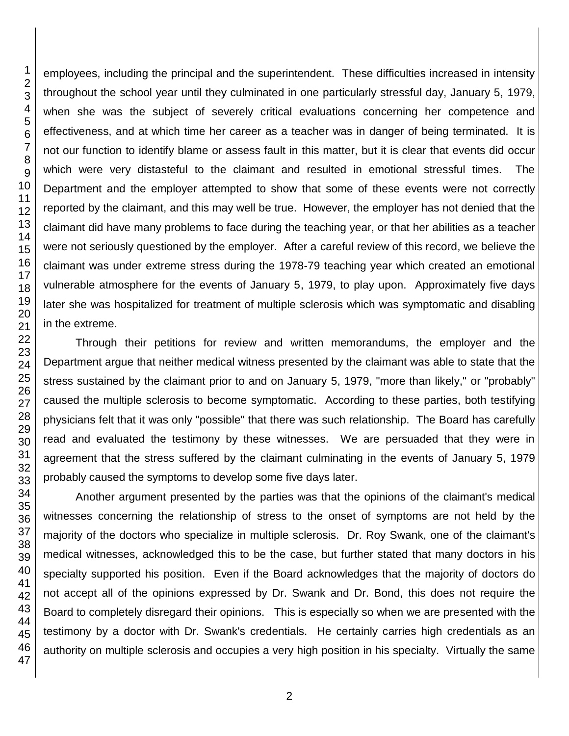employees, including the principal and the superintendent. These difficulties increased in intensity throughout the school year until they culminated in one particularly stressful day, January 5, 1979, when she was the subject of severely critical evaluations concerning her competence and effectiveness, and at which time her career as a teacher was in danger of being terminated. It is not our function to identify blame or assess fault in this matter, but it is clear that events did occur which were very distasteful to the claimant and resulted in emotional stressful times. The Department and the employer attempted to show that some of these events were not correctly reported by the claimant, and this may well be true. However, the employer has not denied that the claimant did have many problems to face during the teaching year, or that her abilities as a teacher were not seriously questioned by the employer. After a careful review of this record, we believe the claimant was under extreme stress during the 1978-79 teaching year which created an emotional vulnerable atmosphere for the events of January 5, 1979, to play upon. Approximately five days later she was hospitalized for treatment of multiple sclerosis which was symptomatic and disabling in the extreme.

Through their petitions for review and written memorandums, the employer and the Department argue that neither medical witness presented by the claimant was able to state that the stress sustained by the claimant prior to and on January 5, 1979, "more than likely," or "probably" caused the multiple sclerosis to become symptomatic. According to these parties, both testifying physicians felt that it was only "possible" that there was such relationship. The Board has carefully read and evaluated the testimony by these witnesses. We are persuaded that they were in agreement that the stress suffered by the claimant culminating in the events of January 5, 1979 probably caused the symptoms to develop some five days later.

Another argument presented by the parties was that the opinions of the claimant's medical witnesses concerning the relationship of stress to the onset of symptoms are not held by the majority of the doctors who specialize in multiple sclerosis. Dr. Roy Swank, one of the claimant's medical witnesses, acknowledged this to be the case, but further stated that many doctors in his specialty supported his position. Even if the Board acknowledges that the majority of doctors do not accept all of the opinions expressed by Dr. Swank and Dr. Bond, this does not require the Board to completely disregard their opinions. This is especially so when we are presented with the testimony by a doctor with Dr. Swank's credentials. He certainly carries high credentials as an authority on multiple sclerosis and occupies a very high position in his specialty. Virtually the same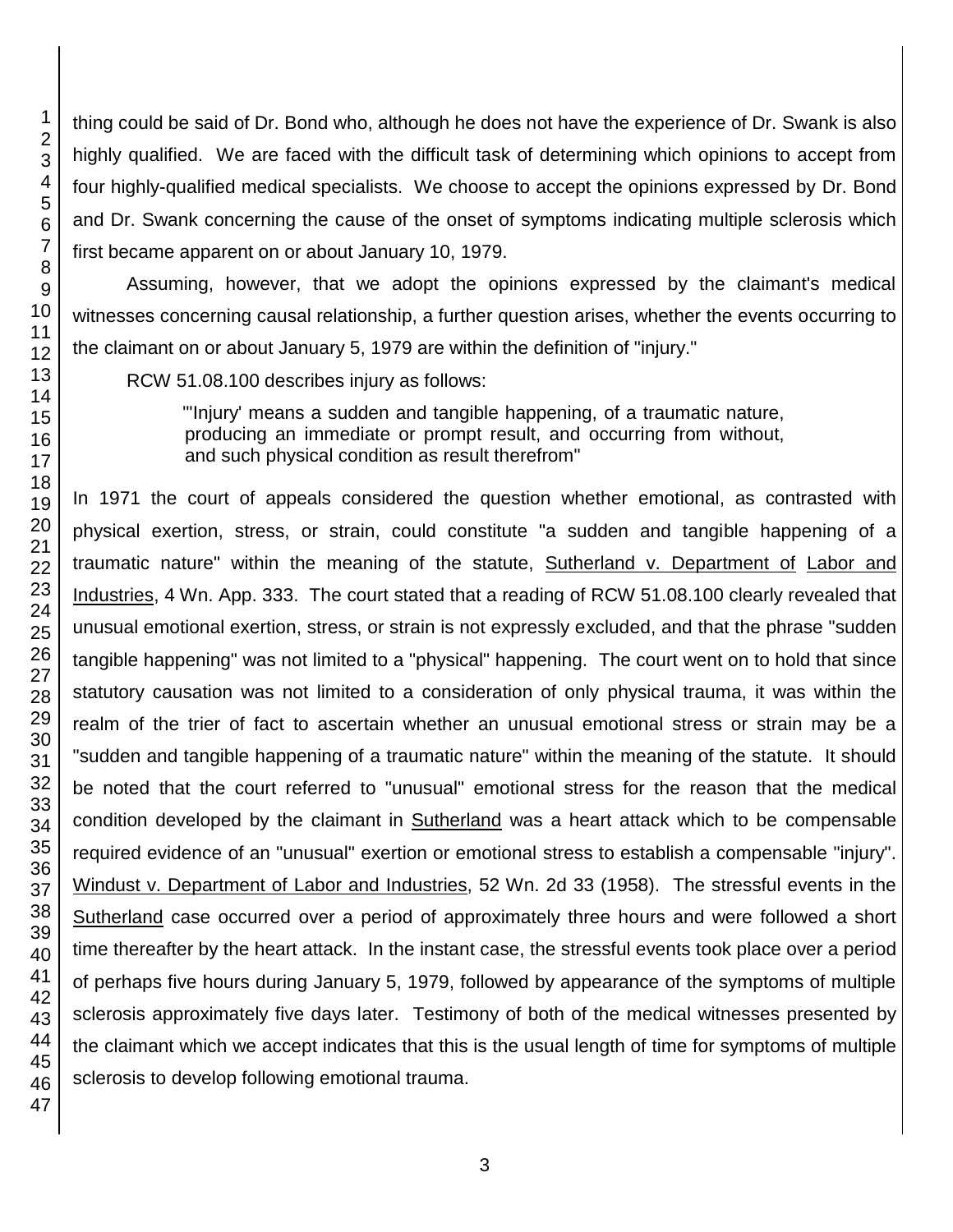thing could be said of Dr. Bond who, although he does not have the experience of Dr. Swank is also highly qualified. We are faced with the difficult task of determining which opinions to accept from four highly-qualified medical specialists. We choose to accept the opinions expressed by Dr. Bond and Dr. Swank concerning the cause of the onset of symptoms indicating multiple sclerosis which first became apparent on or about January 10, 1979.

Assuming, however, that we adopt the opinions expressed by the claimant's medical witnesses concerning causal relationship, a further question arises, whether the events occurring to the claimant on or about January 5, 1979 are within the definition of "injury."

RCW 51.08.100 describes injury as follows:

> "'Injury' means a sudden and tangible happening, of a traumatic nature, producing an immediate or prompt result, and occurring from without, and such physical condition as result therefrom"

In 1971 the court of appeals considered the question whether emotional, as contrasted with physical exertion, stress, or strain, could constitute "a sudden and tangible happening of a traumatic nature" within the meaning of the statute, Sutherland v. Department of Labor and Industries, 4 Wn. App. 333. The court stated that a reading of RCW 51.08.100 clearly revealed that unusual emotional exertion, stress, or strain is not expressly excluded, and that the phrase "sudden tangible happening" was not limited to a "physical" happening. The court went on to hold that since statutory causation was not limited to a consideration of only physical trauma, it was within the realm of the trier of fact to ascertain whether an unusual emotional stress or strain may be a "sudden and tangible happening of a traumatic nature" within the meaning of the statute. It should be noted that the court referred to "unusual" emotional stress for the reason that the medical condition developed by the claimant in Sutherland was a heart attack which to be compensable required evidence of an "unusual" exertion or emotional stress to establish a compensable "injury". Windust v. Department of Labor and Industries, 52 Wn. 2d 33 (1958). The stressful events in the Sutherland case occurred over a period of approximately three hours and were followed a short time thereafter by the heart attack. In the instant case, the stressful events took place over a period of perhaps five hours during January 5, 1979, followed by appearance of the symptoms of multiple sclerosis approximately five days later. Testimony of both of the medical witnesses presented by the claimant which we accept indicates that this is the usual length of time for symptoms of multiple sclerosis to develop following emotional trauma.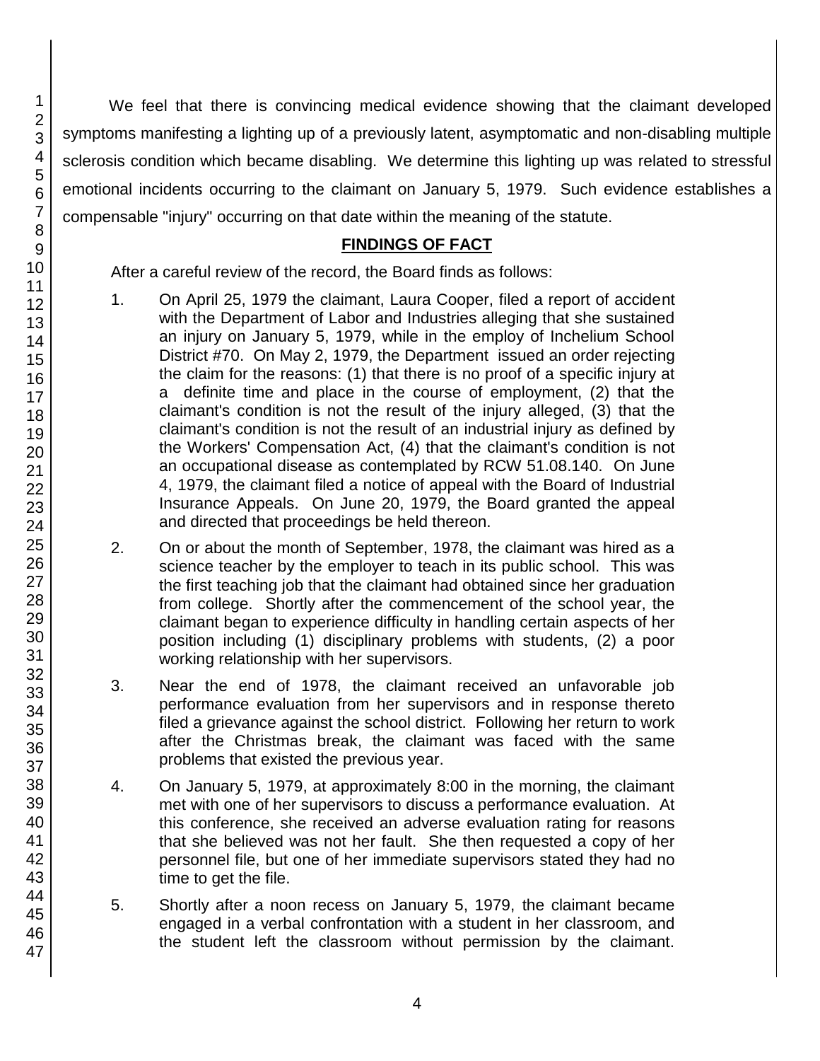We feel that there is convincing medical evidence showing that the claimant developed symptoms manifesting a lighting up of a previously latent, asymptomatic and non-disabling multiple sclerosis condition which became disabling. We determine this lighting up was related to stressful emotional incidents occurring to the claimant on January 5, 1979. Such evidence establishes a compensable "injury" occurring on that date within the meaning of the statute.

## FINDINGS OF FACT

After a careful review of the record, the Board finds as follows:

1. On April 25, 1979 the claimant, Laura Cooper, filed a report of accident with the Department of Labor and Industries alleging that she sustained an injury on January 5, 1979, while in the employ of Inchelium School District #70. On May 2, 1979, the Department issued an order rejecting the claim for the reasons: (1) that there is no proof of a specific injury at a definite time and place in the course of employment, (2) that the claimant's condition is not the result of the injury alleged, (3) that the claimant's condition is not the result of an industrial injury as defined by the Workers' Compensation Act, (4) that the claimant's condition is not an occupational disease as contemplated by RCW 51.08.140. On June 4, 1979, the claimant filed a notice of appeal with the Board of Industrial Insurance Appeals. On June 20, 1979, the Board granted the appeal and directed that proceedings be held thereon.

2. On or about the month of September, 1978, the claimant was hired as a science teacher by the employer to teach in its public school. This was the first teaching job that the claimant had obtained since her graduation from college. Shortly after the commencement of the school year, the claimant began to experience difficulty in handling certain aspects of her position including (1) disciplinary problems with students, (2) a poor working relationship with her supervisors.

3. Near the end of 1978, the claimant received an unfavorable job performance evaluation from her supervisors and in response thereto filed a grievance against the school district. Following her return to work after the Christmas break, the claimant was faced with the same problems that existed the previous year.

4. On January 5, 1979, at approximately 8:00 in the morning, the claimant met with one of her supervisors to discuss a performance evaluation. At this conference, she received an adverse evaluation rating for reasons that she believed was not her fault. She then requested a copy of her personnel file, but one of her immediate supervisors stated they had no time to get the file.

5. Shortly after a noon recess on January 5, 1979, the claimant became engaged in a verbal confrontation with a student in her classroom, and the student left the classroom without permission by the claimant.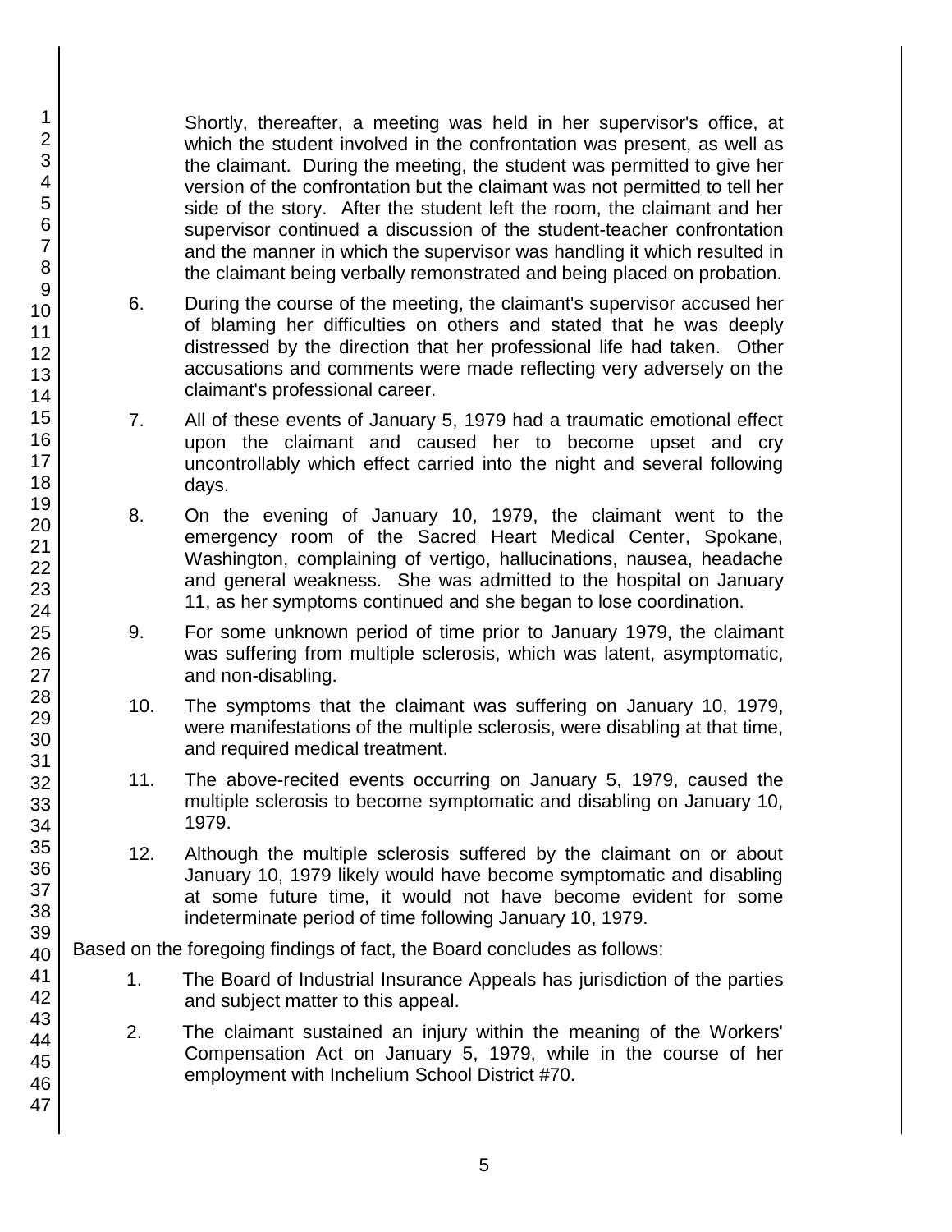Shortly, thereafter, a meeting was held in her supervisor's office, at which the student involved in the confrontation was present, as well as the claimant. During the meeting, the student was permitted to give her version of the confrontation but the claimant was not permitted to tell her side of the story. After the student left the room, the claimant and her supervisor continued a discussion of the student-teacher confrontation and the manner in which the supervisor was handling it which resulted in the claimant being verbally remonstrated and being placed on probation.

6. During the course of the meeting, the claimant's supervisor accused her of blaming her difficulties on others and stated that he was deeply distressed by the direction that her professional life had taken. Other accusations and comments were made reflecting very adversely on the claimant's professional career.

7. All of these events of January 5, 1979 had a traumatic emotional effect upon the claimant and caused her to become upset and cry uncontrollably which effect carried into the night and several following days.

8. On the evening of January 10, 1979, the claimant went to the emergency room of the Sacred Heart Medical Center, Spokane, Washington, complaining of vertigo, hallucinations, nausea, headache and general weakness. She was admitted to the hospital on January 11, as her symptoms continued and she began to lose coordination.

9. For some unknown period of time prior to January 1979, the claimant was suffering from multiple sclerosis, which was latent, asymptomatic, and non-disabling.

10. The symptoms that the claimant was suffering on January 10, 1979, were manifestations of the multiple sclerosis, were disabling at that time, and required medical treatment.

11. The above-recited events occurring on January 5, 1979, caused the multiple sclerosis to become symptomatic and disabling on January 10, 1979.

12. Although the multiple sclerosis suffered by the claimant on or about January 10, 1979 likely would have become symptomatic and disabling at some future time, it would not have become evident for some indeterminate period of time following January 10, 1979.

Based on the foregoing findings of fact, the Board concludes as follows:

1. The Board of Industrial Insurance Appeals has jurisdiction of the parties and subject matter to this appeal.

2. The claimant sustained an injury within the meaning of the Workers' Compensation Act on January 5, 1979, while in the course of her employment with Inchelium School District #70.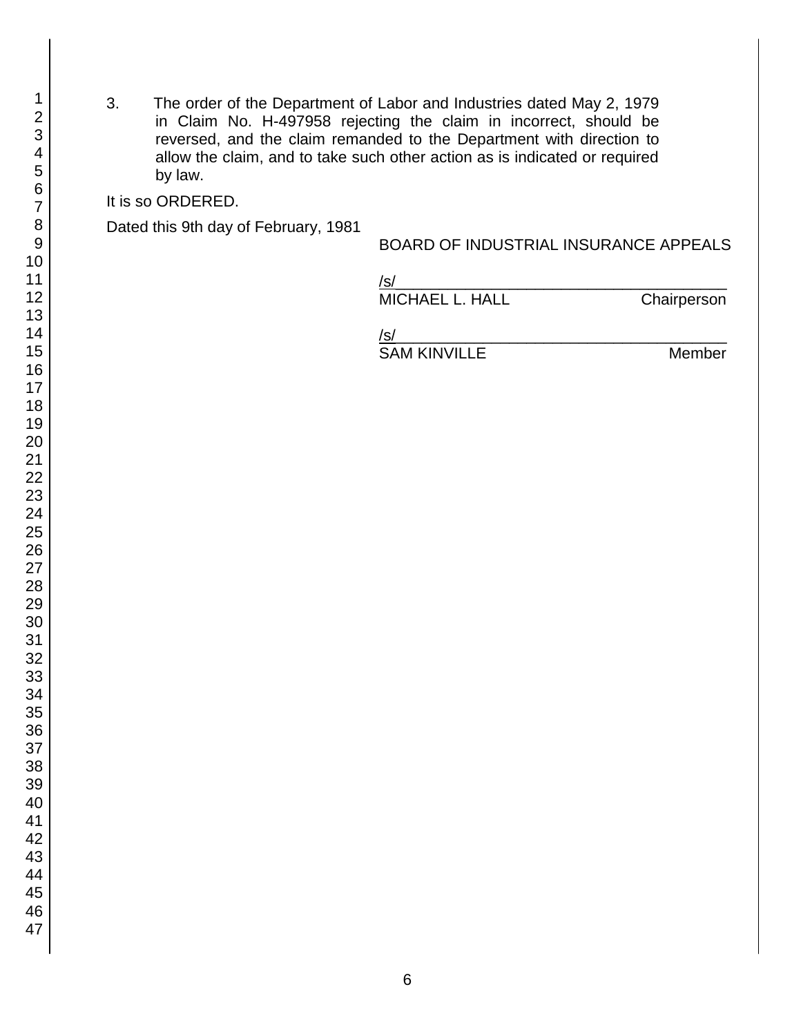3. The order of the Department of Labor and Industries dated May 2, 1979 in Claim No. H-497958 rejecting the claim in incorrect, should be reversed, and the claim remanded to the Department with direction to allow the claim, and to take such other action as is indicated or required by law.

It is so ORDERED.

Dated this 9th day of February, 1981

BOARD OF INDUSTRIAL INSURANCE APPEALS

/s/
MICHAEL L. HALL Chairperson

/s/
SAM KINVILLE Member